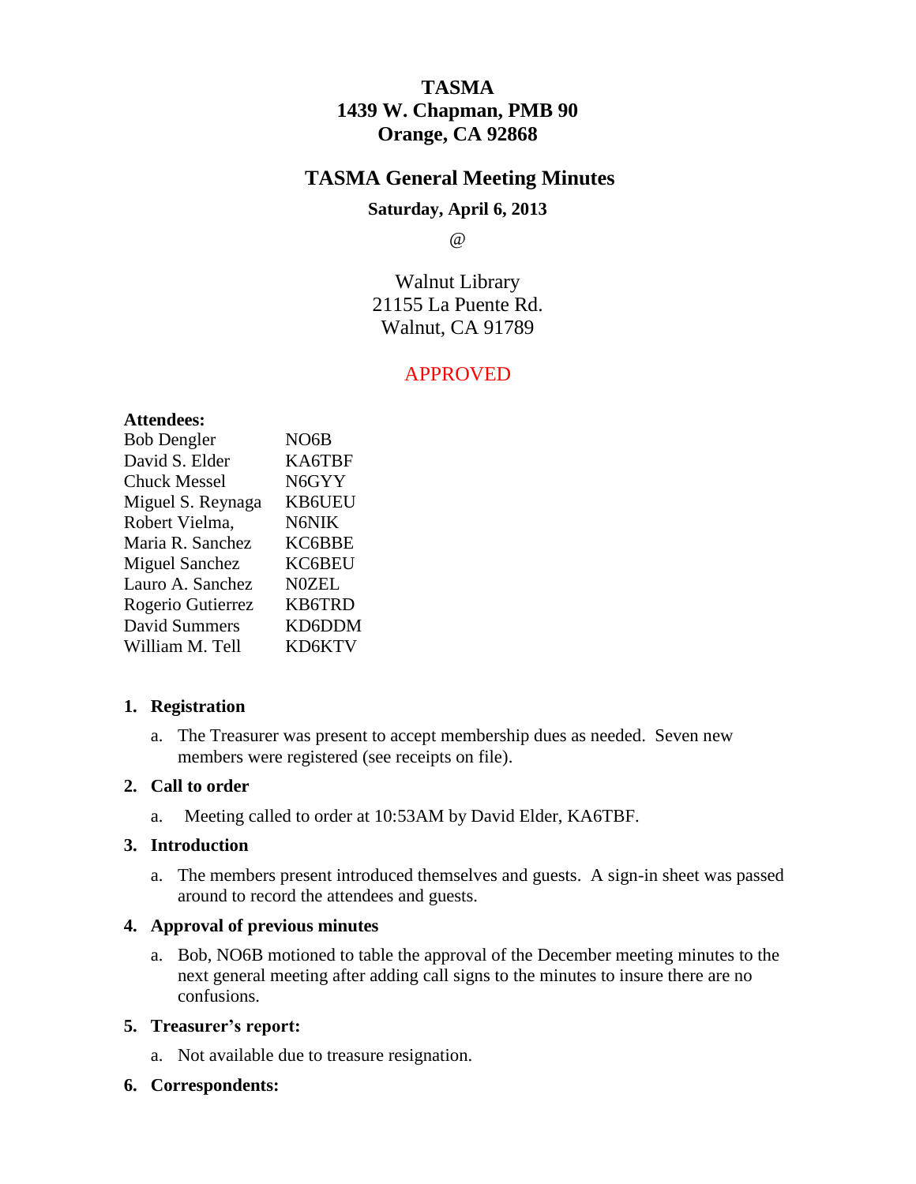# TASMA
# 1439 W. Chapman, PMB 90
# Orange, CA 92868

## TASMA General Meeting Minutes

### Saturday, April 6, 2013

@

Walnut Library
21155 La Puente Rd.
Walnut, CA 91789

APPROVED

**Attendees:**

| | |
|---|---|
| Bob Dengler | NO6B |
| David S. Elder | KA6TBF |
| Chuck Messel | N6GYY |
| Miguel S. Reynaga | KB6UEU |
| Robert Vielma, | N6NIK |
| Maria R. Sanchez | KC6BBE |
| Miguel Sanchez | KC6BEU |
| Lauro A. Sanchez | N0ZEL |
| Rogerio Gutierrez | KB6TRD |
| David Summers | KD6DDM |
| William M. Tell | KD6KTV |

1. **Registration**

   a. The Treasurer was present to accept membership dues as needed. Seven new members were registered (see receipts on file).

2. **Call to order**

   a. Meeting called to order at 10:53AM by David Elder, KA6TBF.

3. **Introduction**

   a. The members present introduced themselves and guests. A sign-in sheet was passed around to record the attendees and guests.

4. **Approval of previous minutes**

   a. Bob, NO6B motioned to table the approval of the December meeting minutes to the next general meeting after adding call signs to the minutes to insure there are no confusions.

5. **Treasurer's report:**

   a. Not available due to treasure resignation.

6. **Correspondents:**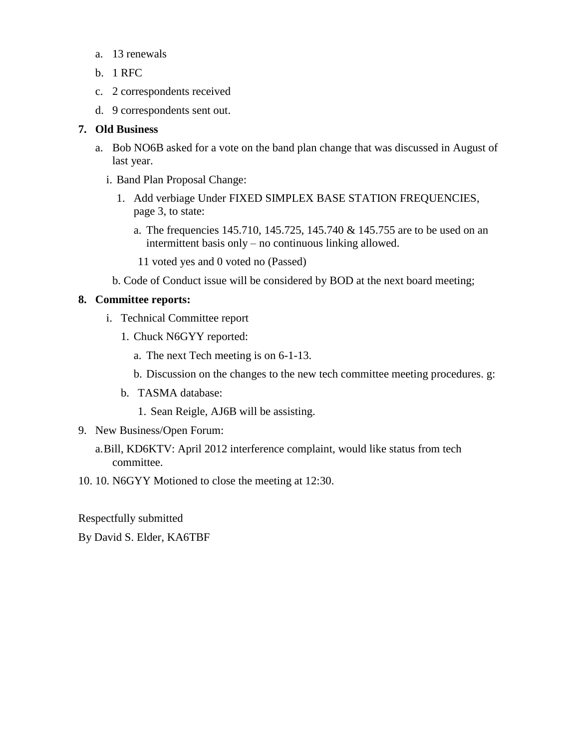a. 13 renewals
   b. 1 RFC
   c. 2 correspondents received
   d. 9 correspondents sent out.

7. **Old Business**
   a. Bob NO6B asked for a vote on the band plan change that was discussed in August of last year.
      i. Band Plan Proposal Change:
         1. Add verbiage Under FIXED SIMPLEX BASE STATION FREQUENCIES, page 3, to state:
            a. The frequencies 145.710, 145.725, 145.740 & 145.755 are to be used on an intermittent basis only – no continuous linking allowed.

            11 voted yes and 0 voted no (Passed)

   b. Code of Conduct issue will be considered by BOD at the next board meeting;

8. **Committee reports:**
   i. Technical Committee report
      1. Chuck N6GYY reported:
         a. The next Tech meeting is on 6-1-13.
         b. Discussion on the changes to the new tech committee meeting procedures. g:
      b. TASMA database:
         1. Sean Reigle, AJ6B will be assisting.

9. New Business/Open Forum:
   a. Bill, KD6KTV: April 2012 interference complaint, would like status from tech committee.

10. 10. N6GYY Motioned to close the meeting at 12:30.

Respectfully submitted

By David S. Elder, KA6TBF